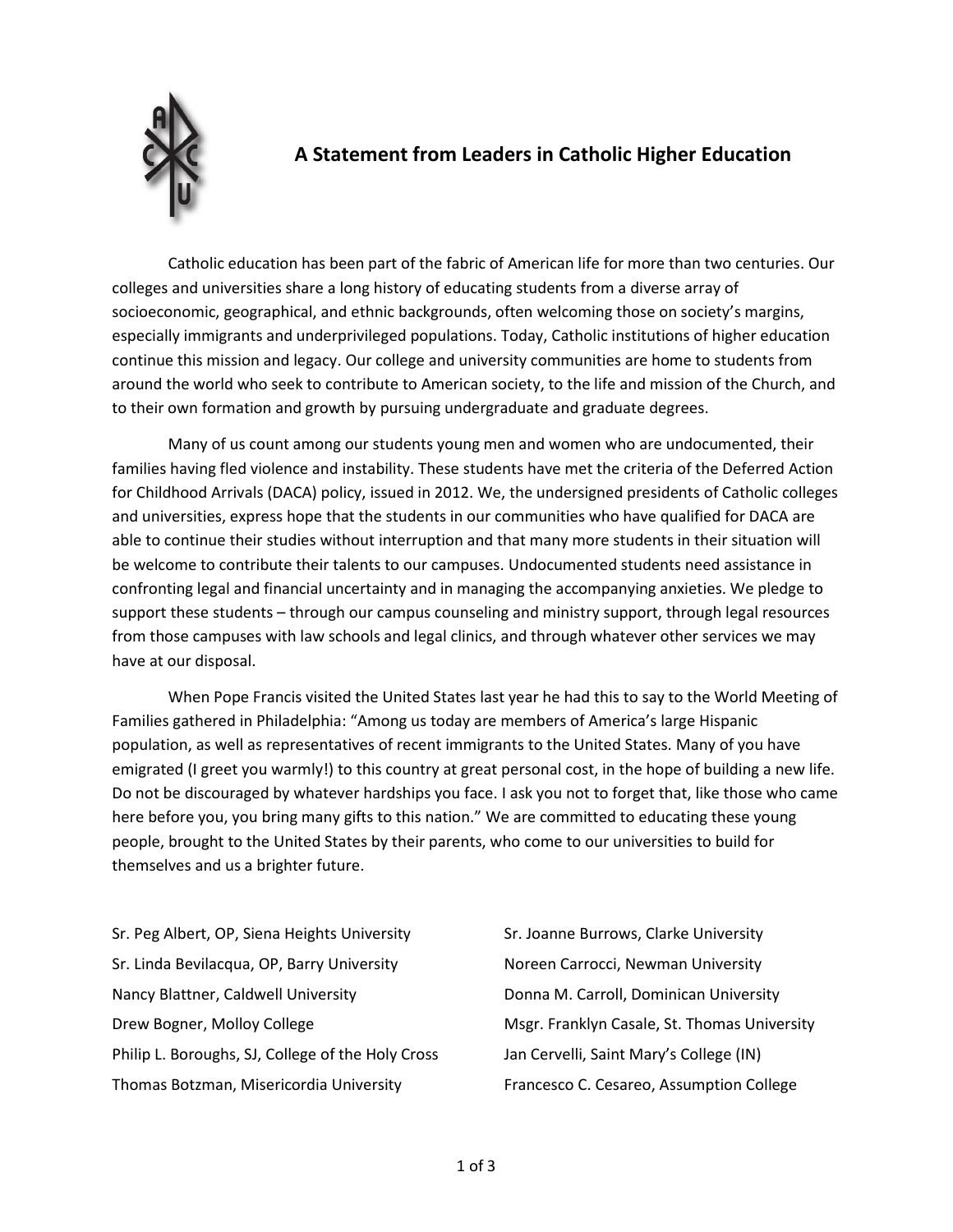# A Statement from Leaders in Catholic Higher Education

Catholic education has been part of the fabric of American life for more than two centuries. Our colleges and universities share a long history of educating students from a diverse array of socioeconomic, geographical, and ethnic backgrounds, often welcoming those on society's margins, especially immigrants and underprivileged populations. Today, Catholic institutions of higher education continue this mission and legacy. Our college and university communities are home to students from around the world who seek to contribute to American society, to the life and mission of the Church, and to their own formation and growth by pursuing undergraduate and graduate degrees.

Many of us count among our students young men and women who are undocumented, their families having fled violence and instability. These students have met the criteria of the Deferred Action for Childhood Arrivals (DACA) policy, issued in 2012. We, the undersigned presidents of Catholic colleges and universities, express hope that the students in our communities who have qualified for DACA are able to continue their studies without interruption and that many more students in their situation will be welcome to contribute their talents to our campuses. Undocumented students need assistance in confronting legal and financial uncertainty and in managing the accompanying anxieties. We pledge to support these students – through our campus counseling and ministry support, through legal resources from those campuses with law schools and legal clinics, and through whatever other services we may have at our disposal.

When Pope Francis visited the United States last year he had this to say to the World Meeting of Families gathered in Philadelphia: "Among us today are members of America's large Hispanic population, as well as representatives of recent immigrants to the United States. Many of you have emigrated (I greet you warmly!) to this country at great personal cost, in the hope of building a new life. Do not be discouraged by whatever hardships you face. I ask you not to forget that, like those who came here before you, you bring many gifts to this nation." We are committed to educating these young people, brought to the United States by their parents, who come to our universities to build for themselves and us a brighter future.

Sr. Peg Albert, OP, Siena Heights University
Sr. Linda Bevilacqua, OP, Barry University
Nancy Blattner, Caldwell University
Drew Bogner, Molloy College
Philip L. Boroughs, SJ, College of the Holy Cross
Thomas Botzman, Misericordia University
Sr. Joanne Burrows, Clarke University
Noreen Carrocci, Newman University
Donna M. Carroll, Dominican University
Msgr. Franklyn Casale, St. Thomas University
Jan Cervelli, Saint Mary's College (IN)
Francesco C. Cesareo, Assumption College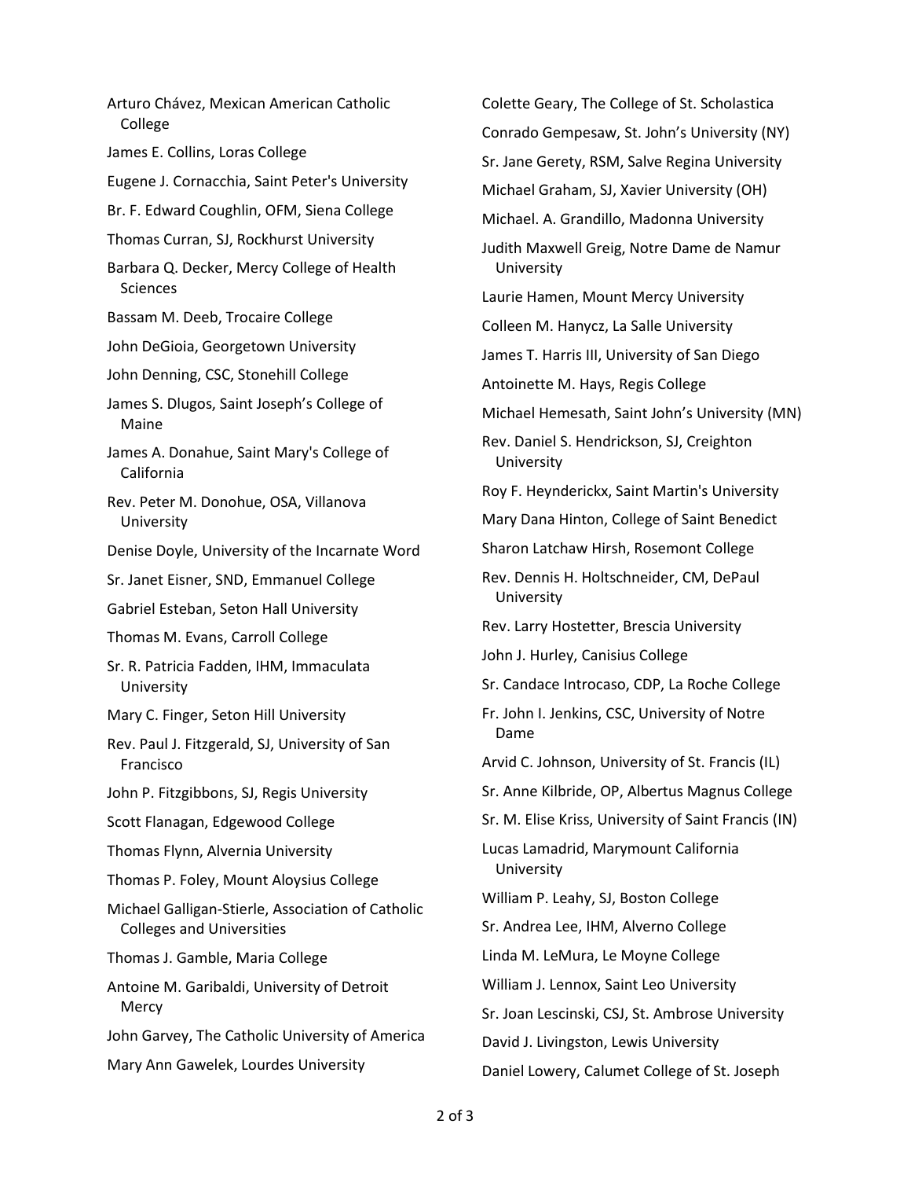Arturo Chávez, Mexican American Catholic College

James E. Collins, Loras College

Eugene J. Cornacchia, Saint Peter's University

Br. F. Edward Coughlin, OFM, Siena College

Thomas Curran, SJ, Rockhurst University

Barbara Q. Decker, Mercy College of Health Sciences

Bassam M. Deeb, Trocaire College

John DeGioia, Georgetown University

John Denning, CSC, Stonehill College

James S. Dlugos, Saint Joseph's College of Maine

James A. Donahue, Saint Mary's College of California

Rev. Peter M. Donohue, OSA, Villanova University

Denise Doyle, University of the Incarnate Word

Sr. Janet Eisner, SND, Emmanuel College

Gabriel Esteban, Seton Hall University

Thomas M. Evans, Carroll College

Sr. R. Patricia Fadden, IHM, Immaculata University

Mary C. Finger, Seton Hill University

Rev. Paul J. Fitzgerald, SJ, University of San Francisco

John P. Fitzgibbons, SJ, Regis University

Scott Flanagan, Edgewood College

Thomas Flynn, Alvernia University

Thomas P. Foley, Mount Aloysius College

Michael Galligan-Stierle, Association of Catholic Colleges and Universities

Thomas J. Gamble, Maria College

Antoine M. Garibaldi, University of Detroit Mercy

John Garvey, The Catholic University of America

Mary Ann Gawelek, Lourdes University

Colette Geary, The College of St. Scholastica

Conrado Gempesaw, St. John's University (NY)

Sr. Jane Gerety, RSM, Salve Regina University

Michael Graham, SJ, Xavier University (OH)

Michael. A. Grandillo, Madonna University

Judith Maxwell Greig, Notre Dame de Namur University

Laurie Hamen, Mount Mercy University

Colleen M. Hanycz, La Salle University

James T. Harris III, University of San Diego

Antoinette M. Hays, Regis College

Michael Hemesath, Saint John's University (MN)

Rev. Daniel S. Hendrickson, SJ, Creighton University

Roy F. Heynderickx, Saint Martin's University

Mary Dana Hinton, College of Saint Benedict

Sharon Latchaw Hirsh, Rosemont College

Rev. Dennis H. Holtschneider, CM, DePaul University

Rev. Larry Hostetter, Brescia University

John J. Hurley, Canisius College

Sr. Candace Introcaso, CDP, La Roche College

Fr. John I. Jenkins, CSC, University of Notre Dame

Arvid C. Johnson, University of St. Francis (IL)

Sr. Anne Kilbride, OP, Albertus Magnus College

Sr. M. Elise Kriss, University of Saint Francis (IN)

Lucas Lamadrid, Marymount California University

William P. Leahy, SJ, Boston College

Sr. Andrea Lee, IHM, Alverno College

Linda M. LeMura, Le Moyne College

William J. Lennox, Saint Leo University

Sr. Joan Lescinski, CSJ, St. Ambrose University

David J. Livingston, Lewis University

Daniel Lowery, Calumet College of St. Joseph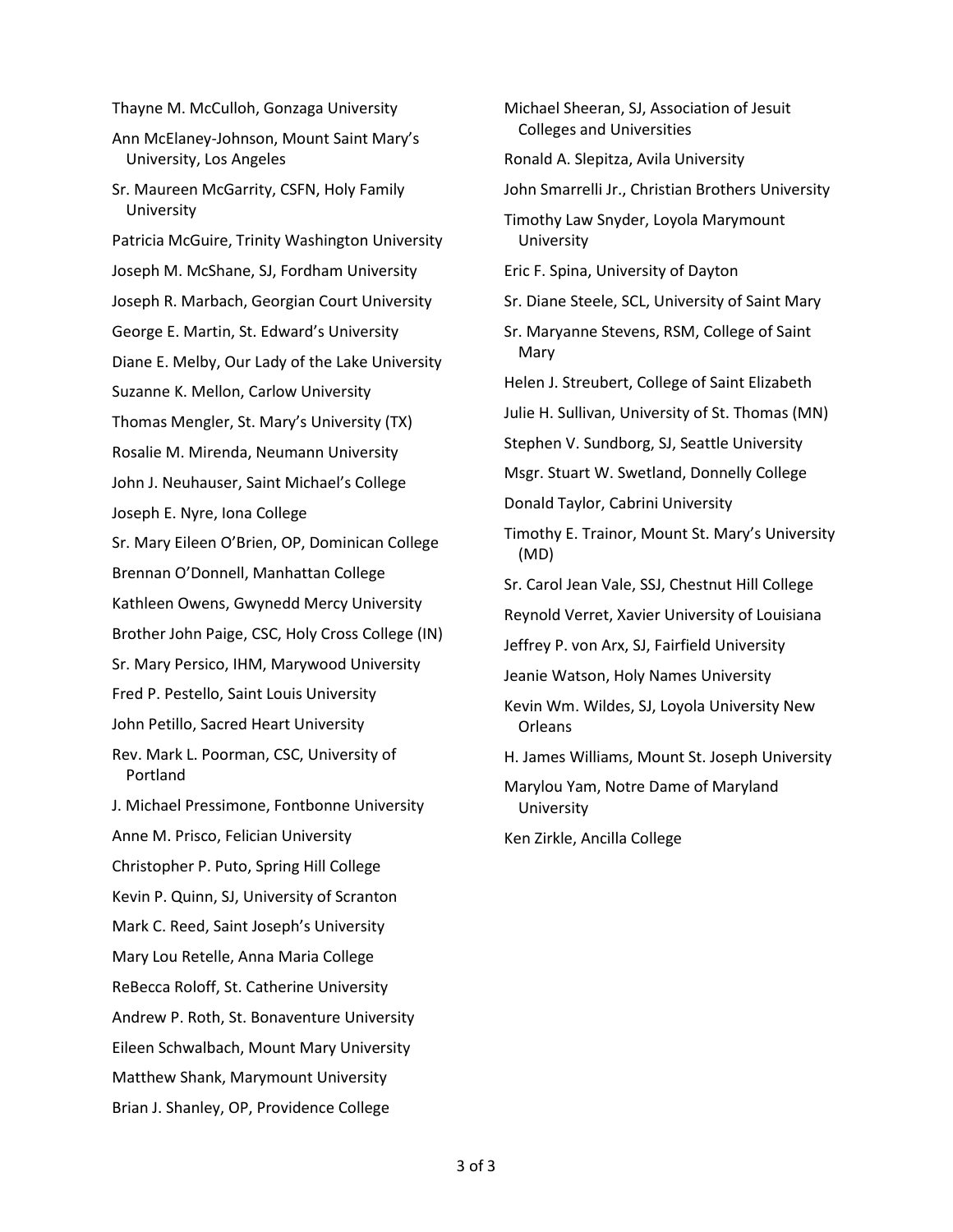Thayne M. McCulloh, Gonzaga University

Ann McElaney-Johnson, Mount Saint Mary's University, Los Angeles

Sr. Maureen McGarrity, CSFN, Holy Family University

Patricia McGuire, Trinity Washington University

Joseph M. McShane, SJ, Fordham University

Joseph R. Marbach, Georgian Court University

George E. Martin, St. Edward's University

Diane E. Melby, Our Lady of the Lake University

Suzanne K. Mellon, Carlow University

Thomas Mengler, St. Mary's University (TX)

Rosalie M. Mirenda, Neumann University

John J. Neuhauser, Saint Michael's College

Joseph E. Nyre, Iona College

Sr. Mary Eileen O'Brien, OP, Dominican College

Brennan O'Donnell, Manhattan College

Kathleen Owens, Gwynedd Mercy University

Brother John Paige, CSC, Holy Cross College (IN)

Sr. Mary Persico, IHM, Marywood University

Fred P. Pestello, Saint Louis University

John Petillo, Sacred Heart University

Rev. Mark L. Poorman, CSC, University of Portland

J. Michael Pressimone, Fontbonne University

Anne M. Prisco, Felician University

Christopher P. Puto, Spring Hill College

Kevin P. Quinn, SJ, University of Scranton

Mark C. Reed, Saint Joseph's University

Mary Lou Retelle, Anna Maria College

ReBecca Roloff, St. Catherine University

Andrew P. Roth, St. Bonaventure University

Eileen Schwalbach, Mount Mary University

Matthew Shank, Marymount University

Brian J. Shanley, OP, Providence College

Michael Sheeran, SJ, Association of Jesuit Colleges and Universities

Ronald A. Slepitza, Avila University

John Smarrelli Jr., Christian Brothers University

Timothy Law Snyder, Loyola Marymount University

Eric F. Spina, University of Dayton

Sr. Diane Steele, SCL, University of Saint Mary

Sr. Maryanne Stevens, RSM, College of Saint Mary

Helen J. Streubert, College of Saint Elizabeth

Julie H. Sullivan, University of St. Thomas (MN)

Stephen V. Sundborg, SJ, Seattle University

Msgr. Stuart W. Swetland, Donnelly College

Donald Taylor, Cabrini University

Timothy E. Trainor, Mount St. Mary's University (MD)

Sr. Carol Jean Vale, SSJ, Chestnut Hill College

Reynold Verret, Xavier University of Louisiana

Jeffrey P. von Arx, SJ, Fairfield University

Jeanie Watson, Holy Names University

Kevin Wm. Wildes, SJ, Loyola University New Orleans

H. James Williams, Mount St. Joseph University

Marylou Yam, Notre Dame of Maryland University

Ken Zirkle, Ancilla College